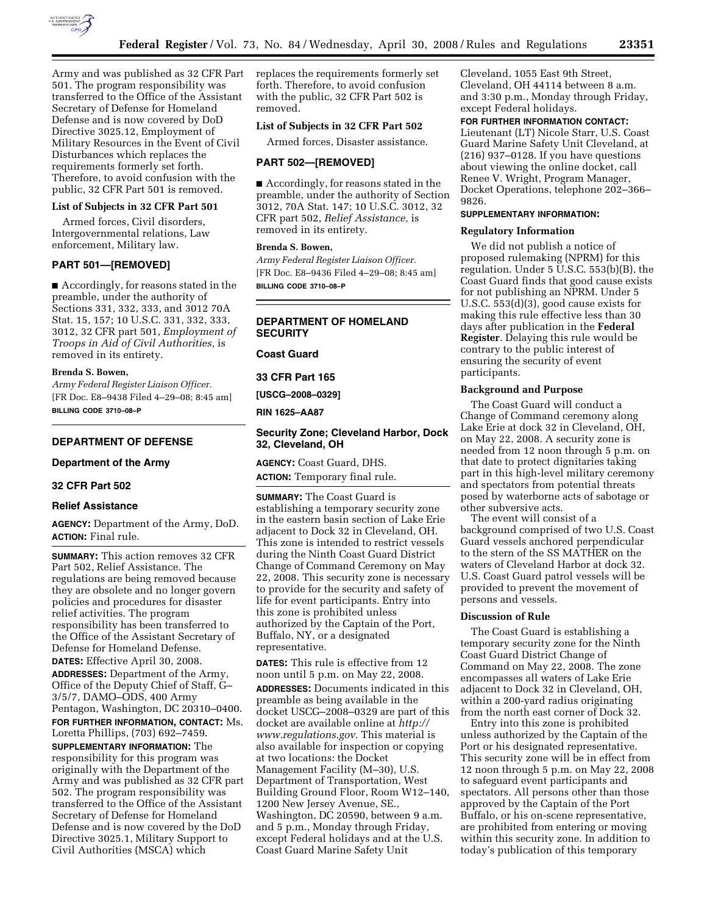Army and was published as 32 CFR Part 501. The program responsibility was transferred to the Office of the Assistant Secretary of Defense for Homeland Defense and is now covered by DoD Directive 3025.12, Employment of Military Resources in the Event of Civil Disturbances which replaces the requirements formerly set forth. Therefore, to avoid confusion with the public, 32 CFR Part 501 is removed.

### List of Subjects in 32 CFR Part 501

Armed forces, Civil disorders, Intergovernmental relations, Law enforcement, Military law.

## PART 501—[REMOVED]

■ Accordingly, for reasons stated in the preamble, under the authority of Sections 331, 332, 333, and 3012 70A Stat. 15, 157; 10 U.S.C. 331, 332, 333, 3012, 32 CFR part 501, *Employment of Troops in Aid of Civil Authorities,* is removed in its entirety.

**Brenda S. Bowen,**

*Army Federal Register Liaison Officer.*

[FR Doc. E8–9438 Filed 4–29–08; 8:45 am]

**BILLING CODE 3710–08–P**

---

## DEPARTMENT OF DEFENSE

### Department of the Army

### 32 CFR Part 502

### Relief Assistance

**AGENCY:** Department of the Army, DoD.

**ACTION:** Final rule.

**SUMMARY:** This action removes 32 CFR Part 502, Relief Assistance. The regulations are being removed because they are obsolete and no longer govern policies and procedures for disaster relief activities. The program responsibility has been transferred to the Office of the Assistant Secretary of Defense for Homeland Defense.

**DATES:** Effective April 30, 2008.

**ADDRESSES:** Department of the Army, Office of the Deputy Chief of Staff, G–3/5/7, DAMO–ODS, 400 Army Pentagon, Washington, DC 20310–0400.

**FOR FURTHER INFORMATION, CONTACT:** Ms. Loretta Phillips, (703) 692–7459.

**SUPPLEMENTARY INFORMATION:** The responsibility for this program was originally with the Department of the Army and was published as 32 CFR part 502. The program responsibility was transferred to the Office of the Assistant Secretary of Defense for Homeland Defense and is now covered by the DoD Directive 3025.1, Military Support to Civil Authorities (MSCA) which replaces the requirements formerly set forth. Therefore, to avoid confusion with the public, 32 CFR Part 502 is removed.

### List of Subjects in 32 CFR Part 502

Armed forces, Disaster assistance.

## PART 502—[REMOVED]

■ Accordingly, for reasons stated in the preamble, under the authority of Section 3012, 70A Stat. 147; 10 U.S.C. 3012, 32 CFR part 502, *Relief Assistance,* is removed in its entirety.

**Brenda S. Bowen,**

*Army Federal Register Liaison Officer.*

[FR Doc. E8–9436 Filed 4–29–08; 8:45 am]

**BILLING CODE 3710–08–P**

---

## DEPARTMENT OF HOMELAND SECURITY

### Coast Guard

### 33 CFR Part 165

**[USCG–2008–0329]**

**RIN 1625–AA87**

### Security Zone; Cleveland Harbor, Dock 32, Cleveland, OH

**AGENCY:** Coast Guard, DHS.

**ACTION:** Temporary final rule.

**SUMMARY:** The Coast Guard is establishing a temporary security zone in the eastern basin section of Lake Erie adjacent to Dock 32 in Cleveland, OH. This zone is intended to restrict vessels during the Ninth Coast Guard District Change of Command Ceremony on May 22, 2008. This security zone is necessary to provide for the security and safety of life for event participants. Entry into this zone is prohibited unless authorized by the Captain of the Port, Buffalo, NY, or a designated representative.

**DATES:** This rule is effective from 12 noon until 5 p.m. on May 22, 2008.

**ADDRESSES:** Documents indicated in this preamble as being available in the docket USCG–2008–0329 are part of this docket are available online at *http://www.regulations.gov*. This material is also available for inspection or copying at two locations: the Docket Management Facility (M–30), U.S. Department of Transportation, West Building Ground Floor, Room W12–140, 1200 New Jersey Avenue, SE., Washington, DC 20590, between 9 a.m. and 5 p.m., Monday through Friday, except Federal holidays and at the U.S. Coast Guard Marine Safety Unit Cleveland, 1055 East 9th Street, Cleveland, OH 44114 between 8 a.m. and 3:30 p.m., Monday through Friday, except Federal holidays.

**FOR FURTHER INFORMATION CONTACT:** Lieutenant (LT) Nicole Starr, U.S. Coast Guard Marine Safety Unit Cleveland, at (216) 937–0128. If you have questions about viewing the online docket, call Renee V. Wright, Program Manager, Docket Operations, telephone 202–366–9826.

**SUPPLEMENTARY INFORMATION:**

### Regulatory Information

We did not publish a notice of proposed rulemaking (NPRM) for this regulation. Under 5 U.S.C. 553(b)(B), the Coast Guard finds that good cause exists for not publishing an NPRM. Under 5 U.S.C. 553(d)(3), good cause exists for making this rule effective less than 30 days after publication in the **Federal Register**. Delaying this rule would be contrary to the public interest of ensuring the security of event participants.

### Background and Purpose

The Coast Guard will conduct a Change of Command ceremony along Lake Erie at dock 32 in Cleveland, OH, on May 22, 2008. A security zone is needed from 12 noon through 5 p.m. on that date to protect dignitaries taking part in this high-level military ceremony and spectators from potential threats posed by waterborne acts of sabotage or other subversive acts.

The event will consist of a background comprised of two U.S. Coast Guard vessels anchored perpendicular to the stern of the SS MATHER on the waters of Cleveland Harbor at dock 32. U.S. Coast Guard patrol vessels will be provided to prevent the movement of persons and vessels.

### Discussion of Rule

The Coast Guard is establishing a temporary security zone for the Ninth Coast Guard District Change of Command on May 22, 2008. The zone encompasses all waters of Lake Erie adjacent to Dock 32 in Cleveland, OH, within a 200-yard radius originating from the north east corner of Dock 32.

Entry into this zone is prohibited unless authorized by the Captain of the Port or his designated representative. This security zone will be in effect from 12 noon through 5 p.m. on May 22, 2008 to safeguard event participants and spectators. All persons other than those approved by the Captain of the Port Buffalo, or his on-scene representative, are prohibited from entering or moving within this security zone. In addition to today's publication of this temporary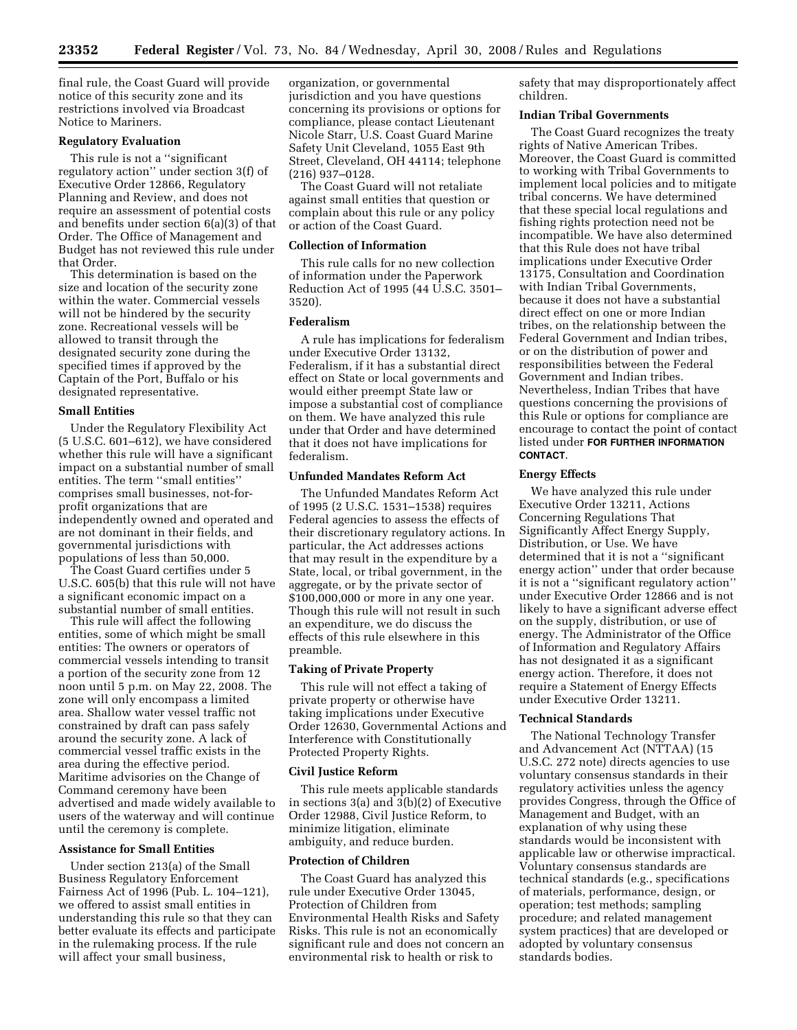final rule, the Coast Guard will provide notice of this security zone and its restrictions involved via Broadcast Notice to Mariners.

### Regulatory Evaluation

This rule is not a ''significant regulatory action'' under section 3(f) of Executive Order 12866, Regulatory Planning and Review, and does not require an assessment of potential costs and benefits under section 6(a)(3) of that Order. The Office of Management and Budget has not reviewed this rule under that Order.

This determination is based on the size and location of the security zone within the water. Commercial vessels will not be hindered by the security zone. Recreational vessels will be allowed to transit through the designated security zone during the specified times if approved by the Captain of the Port, Buffalo or his designated representative.

### Small Entities

Under the Regulatory Flexibility Act (5 U.S.C. 601–612), we have considered whether this rule will have a significant impact on a substantial number of small entities. The term ''small entities'' comprises small businesses, not-for-profit organizations that are independently owned and operated and are not dominant in their fields, and governmental jurisdictions with populations of less than 50,000.

The Coast Guard certifies under 5 U.S.C. 605(b) that this rule will not have a significant economic impact on a substantial number of small entities.

This rule will affect the following entities, some of which might be small entities: The owners or operators of commercial vessels intending to transit a portion of the security zone from 12 noon until 5 p.m. on May 22, 2008. The zone will only encompass a limited area. Shallow water vessel traffic not constrained by draft can pass safely around the security zone. A lack of commercial vessel traffic exists in the area during the effective period. Maritime advisories on the Change of Command ceremony have been advertised and made widely available to users of the waterway and will continue until the ceremony is complete.

### Assistance for Small Entities

Under section 213(a) of the Small Business Regulatory Enforcement Fairness Act of 1996 (Pub. L. 104–121), we offered to assist small entities in understanding this rule so that they can better evaluate its effects and participate in the rulemaking process. If the rule will affect your small business, organization, or governmental jurisdiction and you have questions concerning its provisions or options for compliance, please contact Lieutenant Nicole Starr, U.S. Coast Guard Marine Safety Unit Cleveland, 1055 East 9th Street, Cleveland, OH 44114; telephone (216) 937–0128.

The Coast Guard will not retaliate against small entities that question or complain about this rule or any policy or action of the Coast Guard.

### Collection of Information

This rule calls for no new collection of information under the Paperwork Reduction Act of 1995 (44 U.S.C. 3501–3520).

### Federalism

A rule has implications for federalism under Executive Order 13132, Federalism, if it has a substantial direct effect on State or local governments and would either preempt State law or impose a substantial cost of compliance on them. We have analyzed this rule under that Order and have determined that it does not have implications for federalism.

### Unfunded Mandates Reform Act

The Unfunded Mandates Reform Act of 1995 (2 U.S.C. 1531–1538) requires Federal agencies to assess the effects of their discretionary regulatory actions. In particular, the Act addresses actions that may result in the expenditure by a State, local, or tribal government, in the aggregate, or by the private sector of $100,000,000 or more in any one year. Though this rule will not result in such an expenditure, we do discuss the effects of this rule elsewhere in this preamble.

### Taking of Private Property

This rule will not effect a taking of private property or otherwise have taking implications under Executive Order 12630, Governmental Actions and Interference with Constitutionally Protected Property Rights.

### Civil Justice Reform

This rule meets applicable standards in sections 3(a) and 3(b)(2) of Executive Order 12988, Civil Justice Reform, to minimize litigation, eliminate ambiguity, and reduce burden.

### Protection of Children

The Coast Guard has analyzed this rule under Executive Order 13045, Protection of Children from Environmental Health Risks and Safety Risks. This rule is not an economically significant rule and does not concern an environmental risk to health or risk to safety that may disproportionately affect children.

### Indian Tribal Governments

The Coast Guard recognizes the treaty rights of Native American Tribes. Moreover, the Coast Guard is committed to working with Tribal Governments to implement local policies and to mitigate tribal concerns. We have determined that these special local regulations and fishing rights protection need not be incompatible. We have also determined that this Rule does not have tribal implications under Executive Order 13175, Consultation and Coordination with Indian Tribal Governments, because it does not have a substantial direct effect on one or more Indian tribes, on the relationship between the Federal Government and Indian tribes, or on the distribution of power and responsibilities between the Federal Government and Indian tribes. Nevertheless, Indian Tribes that have questions concerning the provisions of this Rule or options for compliance are encourage to contact the point of contact listed under **FOR FURTHER INFORMATION CONTACT**.

### Energy Effects

We have analyzed this rule under Executive Order 13211, Actions Concerning Regulations That Significantly Affect Energy Supply, Distribution, or Use. We have determined that it is not a ''significant energy action'' under that order because it is not a ''significant regulatory action'' under Executive Order 12866 and is not likely to have a significant adverse effect on the supply, distribution, or use of energy. The Administrator of the Office of Information and Regulatory Affairs has not designated it as a significant energy action. Therefore, it does not require a Statement of Energy Effects under Executive Order 13211.

### Technical Standards

The National Technology Transfer and Advancement Act (NTTAA) (15 U.S.C. 272 note) directs agencies to use voluntary consensus standards in their regulatory activities unless the agency provides Congress, through the Office of Management and Budget, with an explanation of why using these standards would be inconsistent with applicable law or otherwise impractical. Voluntary consensus standards are technical standards (e.g., specifications of materials, performance, design, or operation; test methods; sampling procedure; and related management system practices) that are developed or adopted by voluntary consensus standards bodies.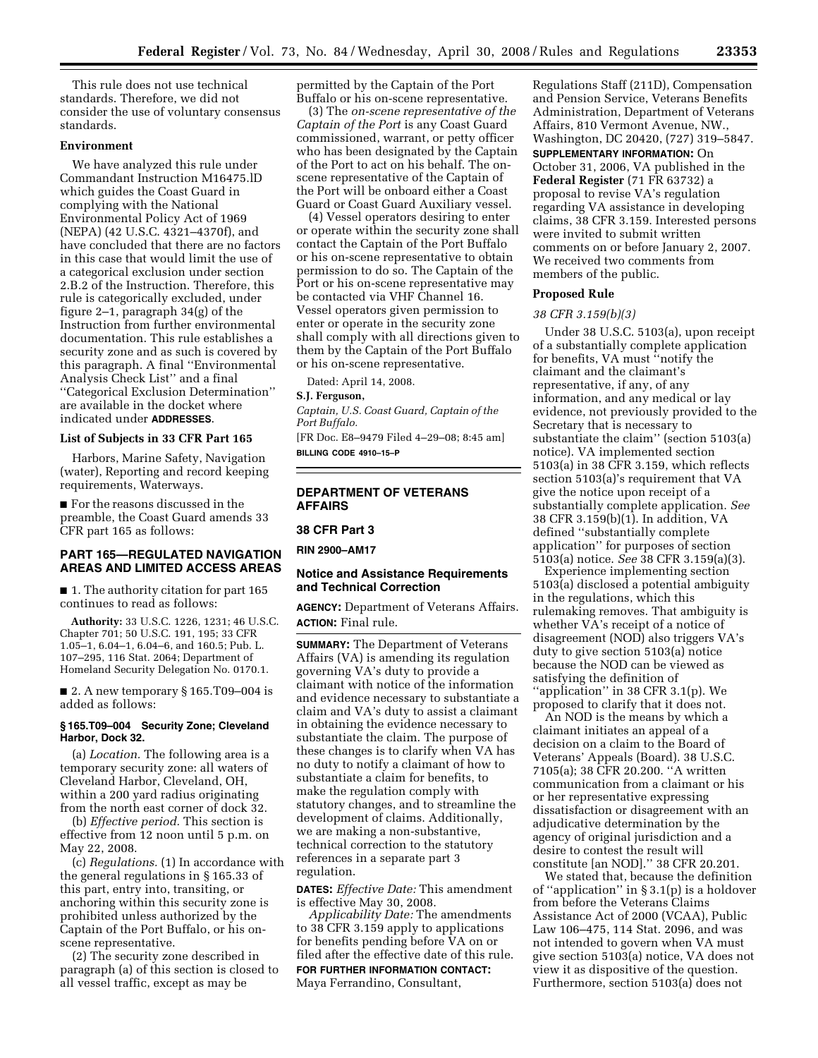This rule does not use technical standards. Therefore, we did not consider the use of voluntary consensus standards.

**Environment**

We have analyzed this rule under Commandant Instruction M16475.lD which guides the Coast Guard in complying with the National Environmental Policy Act of 1969 (NEPA) (42 U.S.C. 4321–4370f), and have concluded that there are no factors in this case that would limit the use of a categorical exclusion under section 2.B.2 of the Instruction. Therefore, this rule is categorically excluded, under figure 2–1, paragraph 34(g) of the Instruction from further environmental documentation. This rule establishes a security zone and as such is covered by this paragraph. A final ''Environmental Analysis Check List'' and a final ''Categorical Exclusion Determination'' are available in the docket where indicated under **ADDRESSES**.

**List of Subjects in 33 CFR Part 165**

Harbors, Marine Safety, Navigation (water), Reporting and record keeping requirements, Waterways.

■ For the reasons discussed in the preamble, the Coast Guard amends 33 CFR part 165 as follows:

## PART 165—REGULATED NAVIGATION AREAS AND LIMITED ACCESS AREAS

■ 1. The authority citation for part 165 continues to read as follows:

**Authority:** 33 U.S.C. 1226, 1231; 46 U.S.C. Chapter 701; 50 U.S.C. 191, 195; 33 CFR 1.05–1, 6.04–1, 6.04–6, and 160.5; Pub. L. 107–295, 116 Stat. 2064; Department of Homeland Security Delegation No. 0170.1.

■ 2. A new temporary § 165.T09–004 is added as follows:

### § 165.T09–004 Security Zone; Cleveland Harbor, Dock 32.

(a) *Location.* The following area is a temporary security zone: all waters of Cleveland Harbor, Cleveland, OH, within a 200 yard radius originating from the north east corner of dock 32.

(b) *Effective period.* This section is effective from 12 noon until 5 p.m. on May 22, 2008.

(c) *Regulations.* (1) In accordance with the general regulations in § 165.33 of this part, entry into, transiting, or anchoring within this security zone is prohibited unless authorized by the Captain of the Port Buffalo, or his on-scene representative.

(2) The security zone described in paragraph (a) of this section is closed to all vessel traffic, except as may be permitted by the Captain of the Port Buffalo or his on-scene representative.

(3) The *on-scene representative of the Captain of the Port* is any Coast Guard commissioned, warrant, or petty officer who has been designated by the Captain of the Port to act on his behalf. The on-scene representative of the Captain of the Port will be onboard either a Coast Guard or Coast Guard Auxiliary vessel.

(4) Vessel operators desiring to enter or operate within the security zone shall contact the Captain of the Port Buffalo or his on-scene representative to obtain permission to do so. The Captain of the Port or his on-scene representative may be contacted via VHF Channel 16. Vessel operators given permission to enter or operate in the security zone shall comply with all directions given to them by the Captain of the Port Buffalo or his on-scene representative.

Dated: April 14, 2008.

**S.J. Ferguson,**

*Captain, U.S. Coast Guard, Captain of the Port Buffalo.*

[FR Doc. E8–9479 Filed 4–29–08; 8:45 am]

**BILLING CODE 4910–15–P**

## DEPARTMENT OF VETERANS AFFAIRS

**38 CFR Part 3**

**RIN 2900–AM17**

## Notice and Assistance Requirements and Technical Correction

**AGENCY:** Department of Veterans Affairs.

**ACTION:** Final rule.

**SUMMARY:** The Department of Veterans Affairs (VA) is amending its regulation governing VA's duty to provide a claimant with notice of the information and evidence necessary to substantiate a claim and VA's duty to assist a claimant in obtaining the evidence necessary to substantiate the claim. The purpose of these changes is to clarify when VA has no duty to notify a claimant of how to substantiate a claim for benefits, to make the regulation comply with statutory changes, and to streamline the development of claims. Additionally, we are making a non-substantive, technical correction to the statutory references in a separate part 3 regulation.

**DATES:** *Effective Date:* This amendment is effective May 30, 2008.

*Applicability Date:* The amendments to 38 CFR 3.159 apply to applications for benefits pending before VA on or filed after the effective date of this rule.

**FOR FURTHER INFORMATION CONTACT:** Maya Ferrandino, Consultant, Regulations Staff (211D), Compensation and Pension Service, Veterans Benefits Administration, Department of Veterans Affairs, 810 Vermont Avenue, NW., Washington, DC 20420, (727) 319–5847.

**SUPPLEMENTARY INFORMATION:** On October 31, 2006, VA published in the **Federal Register** (71 FR 63732) a proposal to revise VA's regulation regarding VA assistance in developing claims, 38 CFR 3.159. Interested persons were invited to submit written comments on or before January 2, 2007. We received two comments from members of the public.

**Proposed Rule**

*38 CFR 3.159(b)(3)*

Under 38 U.S.C. 5103(a), upon receipt of a substantially complete application for benefits, VA must ''notify the claimant and the claimant's representative, if any, of any information, and any medical or lay evidence, not previously provided to the Secretary that is necessary to substantiate the claim'' (section 5103(a) notice). VA implemented section 5103(a) in 38 CFR 3.159, which reflects section 5103(a)'s requirement that VA give the notice upon receipt of a substantially complete application. *See* 38 CFR 3.159(b)(1). In addition, VA defined ''substantially complete application'' for purposes of section 5103(a) notice. *See* 38 CFR 3.159(a)(3).

Experience implementing section 5103(a) disclosed a potential ambiguity in the regulations, which this rulemaking removes. That ambiguity is whether VA's receipt of a notice of disagreement (NOD) also triggers VA's duty to give section 5103(a) notice because the NOD can be viewed as satisfying the definition of ''application'' in 38 CFR 3.1(p). We proposed to clarify that it does not.

An NOD is the means by which a claimant initiates an appeal of a decision on a claim to the Board of Veterans' Appeals (Board). 38 U.S.C. 7105(a); 38 CFR 20.200. ''A written communication from a claimant or his or her representative expressing dissatisfaction or disagreement with an adjudicative determination by the agency of original jurisdiction and a desire to contest the result will constitute [an NOD].'' 38 CFR 20.201.

We stated that, because the definition of ''application'' in § 3.1(p) is a holdover from before the Veterans Claims Assistance Act of 2000 (VCAA), Public Law 106–475, 114 Stat. 2096, and was not intended to govern when VA must give section 5103(a) notice, VA does not view it as dispositive of the question. Furthermore, section 5103(a) does not